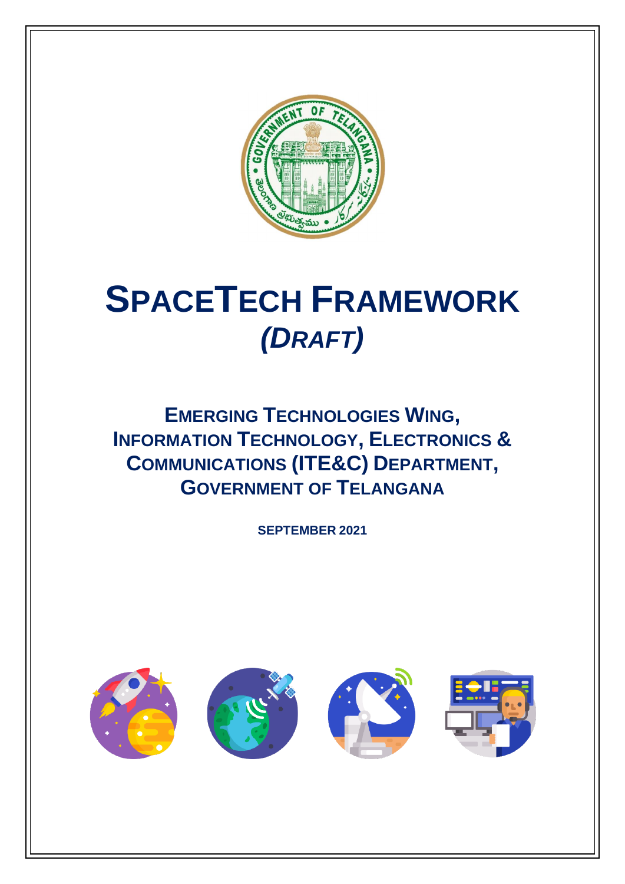# SPACETECH FRAMEWORK
## *(DRAFT)*

### EMERGING TECHNOLOGIES WING, INFORMATION TECHNOLOGY, ELECTRONICS & COMMUNICATIONS (ITE&C) DEPARTMENT, GOVERNMENT OF TELANGANA

**SEPTEMBER 2021**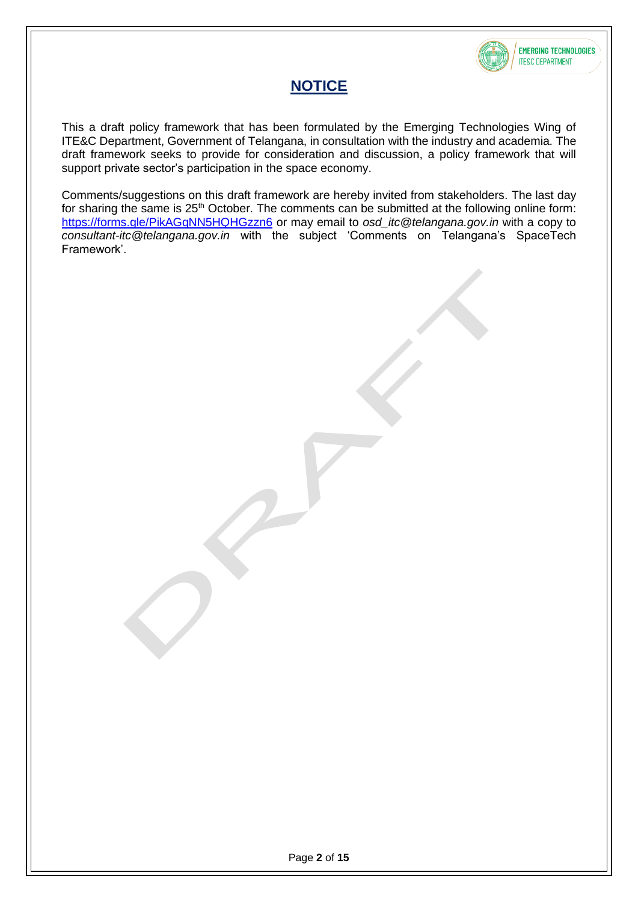# NOTICE

This a draft policy framework that has been formulated by the Emerging Technologies Wing of ITE&C Department, Government of Telangana, in consultation with the industry and academia. The draft framework seeks to provide for consideration and discussion, a policy framework that will support private sector's participation in the space economy.

Comments/suggestions on this draft framework are hereby invited from stakeholders. The last day for sharing the same is 25th October. The comments can be submitted at the following online form: https://forms.gle/PikAGqNN5HQHGzzn6 or may email to *osd_itc@telangana.gov.in* with a copy to *consultant-itc@telangana.gov.in* with the subject 'Comments on Telangana's SpaceTech Framework'.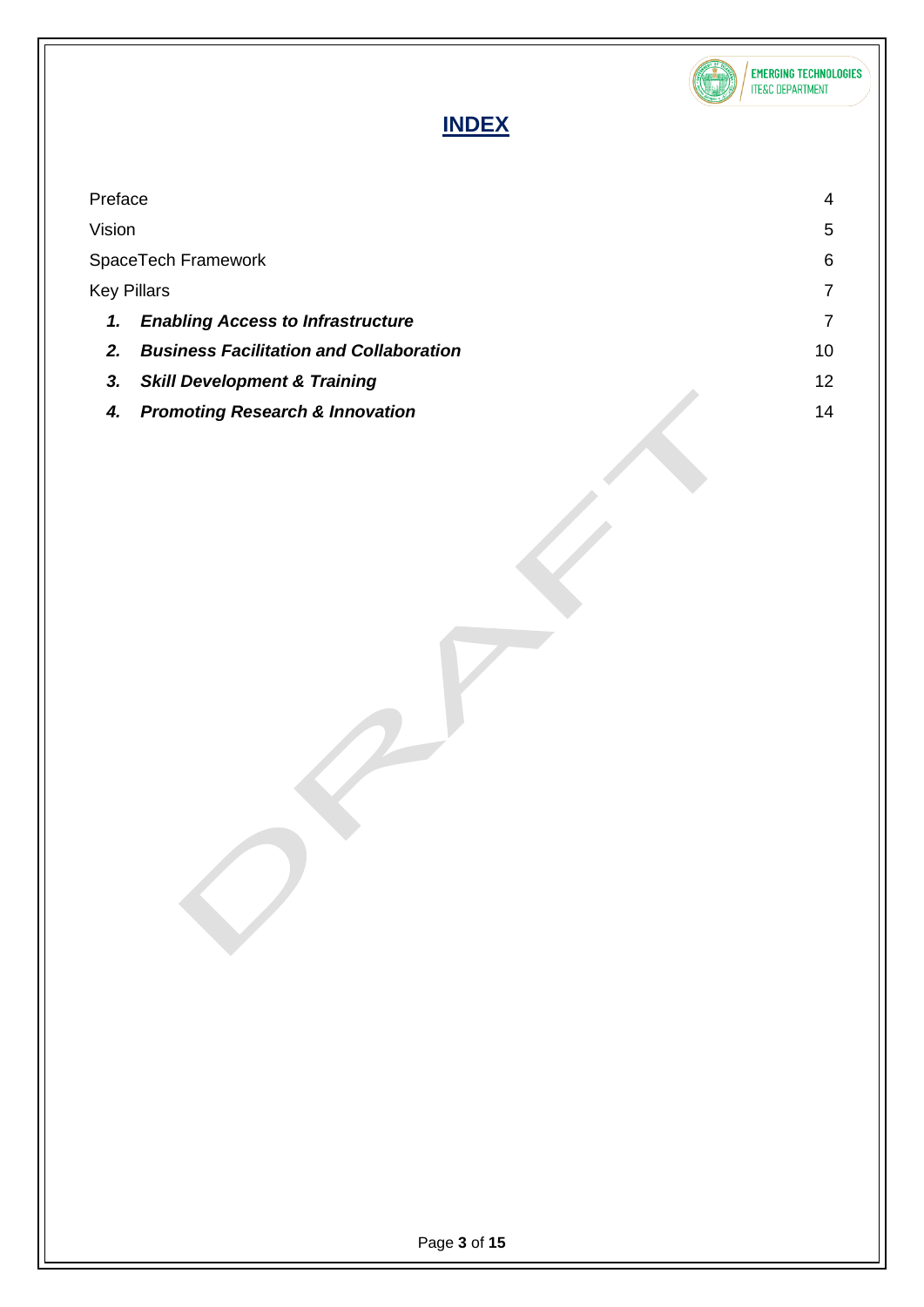# INDEX

| | |
|---|---|
| Preface | 4 |
| Vision | 5 |
| SpaceTech Framework | 6 |
| Key Pillars | 7 |
| ***1. Enabling Access to Infrastructure*** | 7 |
| ***2. Business Facilitation and Collaboration*** | 10 |
| ***3. Skill Development & Training*** | 12 |
| ***4. Promoting Research & Innovation*** | 14 |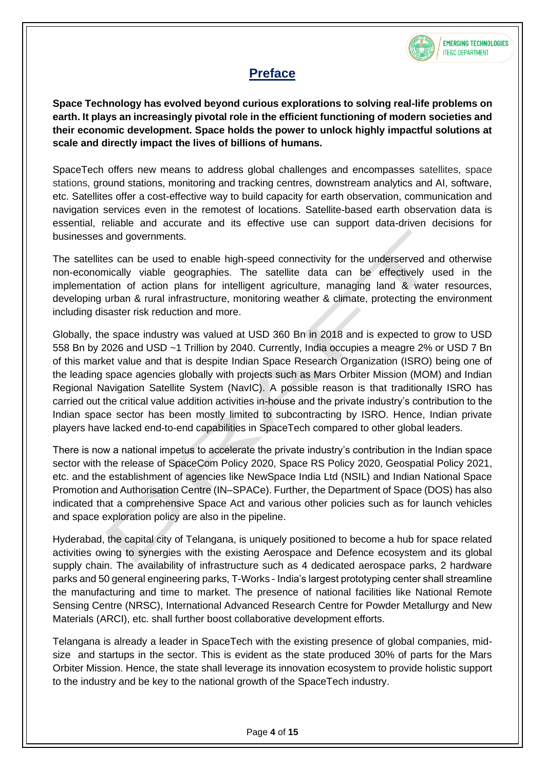# Preface

**Space Technology has evolved beyond curious explorations to solving real-life problems on earth. It plays an increasingly pivotal role in the efficient functioning of modern societies and their economic development. Space holds the power to unlock highly impactful solutions at scale and directly impact the lives of billions of humans.**

SpaceTech offers new means to address global challenges and encompasses satellites, space stations, ground stations, monitoring and tracking centres, downstream analytics and AI, software, etc. Satellites offer a cost-effective way to build capacity for earth observation, communication and navigation services even in the remotest of locations. Satellite-based earth observation data is essential, reliable and accurate and its effective use can support data-driven decisions for businesses and governments.

The satellites can be used to enable high-speed connectivity for the underserved and otherwise non-economically viable geographies. The satellite data can be effectively used in the implementation of action plans for intelligent agriculture, managing land & water resources, developing urban & rural infrastructure, monitoring weather & climate, protecting the environment including disaster risk reduction and more.

Globally, the space industry was valued at USD 360 Bn in 2018 and is expected to grow to USD 558 Bn by 2026 and USD ~1 Trillion by 2040. Currently, India occupies a meagre 2% or USD 7 Bn of this market value and that is despite Indian Space Research Organization (ISRO) being one of the leading space agencies globally with projects such as Mars Orbiter Mission (MOM) and Indian Regional Navigation Satellite System (NavIC). A possible reason is that traditionally ISRO has carried out the critical value addition activities in-house and the private industry's contribution to the Indian space sector has been mostly limited to subcontracting by ISRO. Hence, Indian private players have lacked end-to-end capabilities in SpaceTech compared to other global leaders.

There is now a national impetus to accelerate the private industry's contribution in the Indian space sector with the release of SpaceCom Policy 2020, Space RS Policy 2020, Geospatial Policy 2021, etc. and the establishment of agencies like NewSpace India Ltd (NSIL) and Indian National Space Promotion and Authorisation Centre (IN–SPACe). Further, the Department of Space (DOS) has also indicated that a comprehensive Space Act and various other policies such as for launch vehicles and space exploration policy are also in the pipeline.

Hyderabad, the capital city of Telangana, is uniquely positioned to become a hub for space related activities owing to synergies with the existing Aerospace and Defence ecosystem and its global supply chain. The availability of infrastructure such as 4 dedicated aerospace parks, 2 hardware parks and 50 general engineering parks, T-Works - India's largest prototyping center shall streamline the manufacturing and time to market. The presence of national facilities like National Remote Sensing Centre (NRSC), International Advanced Research Centre for Powder Metallurgy and New Materials (ARCI), etc. shall further boost collaborative development efforts.

Telangana is already a leader in SpaceTech with the existing presence of global companies, mid-size and startups in the sector. This is evident as the state produced 30% of parts for the Mars Orbiter Mission. Hence, the state shall leverage its innovation ecosystem to provide holistic support to the industry and be key to the national growth of the SpaceTech industry.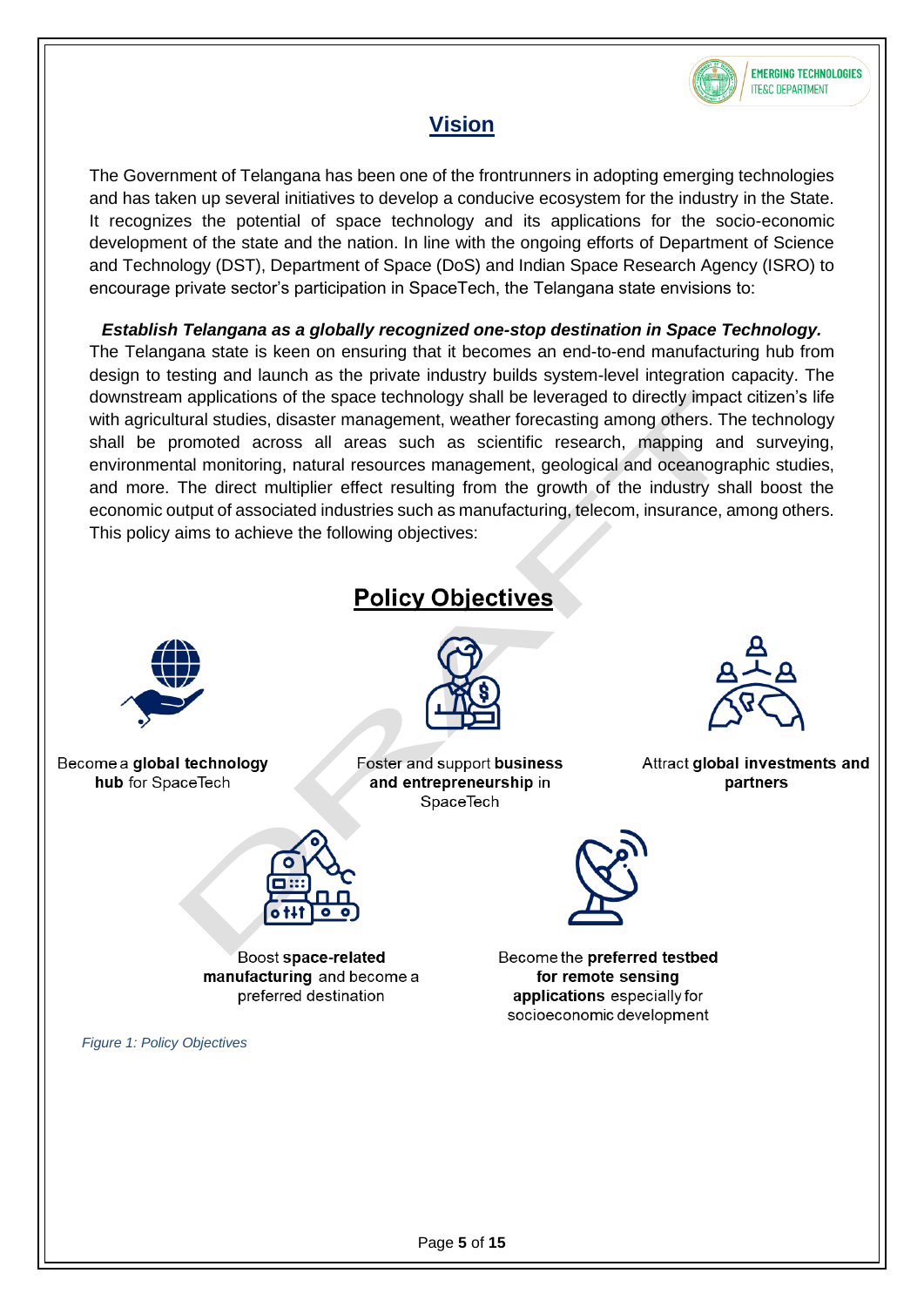## Vision

The Government of Telangana has been one of the frontrunners in adopting emerging technologies and has taken up several initiatives to develop a conducive ecosystem for the industry in the State. It recognizes the potential of space technology and its applications for the socio-economic development of the state and the nation. In line with the ongoing efforts of Department of Science and Technology (DST), Department of Space (DoS) and Indian Space Research Agency (ISRO) to encourage private sector's participation in SpaceTech, the Telangana state envisions to:

***Establish Telangana as a globally recognized one-stop destination in Space Technology.***

The Telangana state is keen on ensuring that it becomes an end-to-end manufacturing hub from design to testing and launch as the private industry builds system-level integration capacity. The downstream applications of the space technology shall be leveraged to directly impact citizen's life with agricultural studies, disaster management, weather forecasting among others. The technology shall be promoted across all areas such as scientific research, mapping and surveying, environmental monitoring, natural resources management, geological and oceanographic studies, and more. The direct multiplier effect resulting from the growth of the industry shall boost the economic output of associated industries such as manufacturing, telecom, insurance, among others. This policy aims to achieve the following objectives:

## Policy Objectives

- Become a **global technology hub** for SpaceTech
- Foster and support **business and entrepreneurship** in SpaceTech
- Attract **global investments and partners**
- Boost **space-related manufacturing** and become a preferred destination
- Become the **preferred testbed for remote sensing applications** especially for socioeconomic development

*Figure 1: Policy Objectives*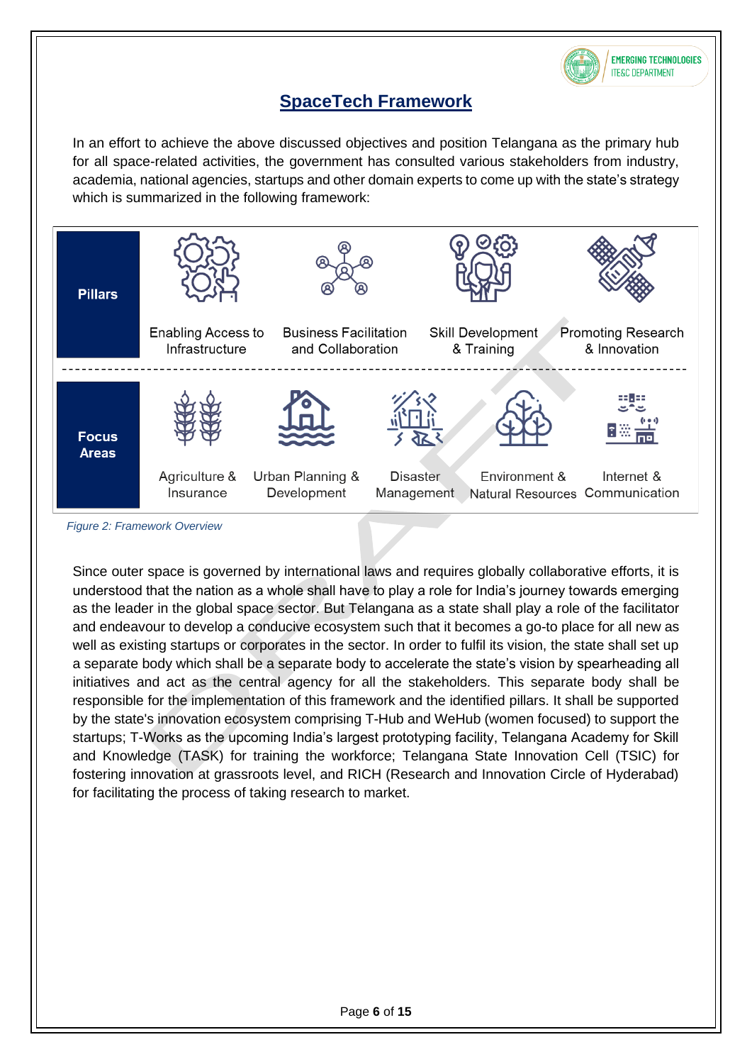## SpaceTech Framework

In an effort to achieve the above discussed objectives and position Telangana as the primary hub for all space-related activities, the government has consulted various stakeholders from industry, academia, national agencies, startups and other domain experts to come up with the state's strategy which is summarized in the following framework:

| | | | | | |
|---|---|---|---|---|---|
| **Pillars** | Enabling Access to Infrastructure | Business Facilitation and Collaboration | Skill Development & Training | Promoting Research & Innovation | |
| **Focus Areas** | Agriculture & Insurance | Urban Planning & Development | Disaster Management | Environment & Natural Resources | Internet & Communication |

*Figure 2: Framework Overview*

Since outer space is governed by international laws and requires globally collaborative efforts, it is understood that the nation as a whole shall have to play a role for India's journey towards emerging as the leader in the global space sector. But Telangana as a state shall play a role of the facilitator and endeavour to develop a conducive ecosystem such that it becomes a go-to place for all new as well as existing startups or corporates in the sector. In order to fulfil its vision, the state shall set up a separate body which shall be a separate body to accelerate the state's vision by spearheading all initiatives and act as the central agency for all the stakeholders. This separate body shall be responsible for the implementation of this framework and the identified pillars. It shall be supported by the state's innovation ecosystem comprising T-Hub and WeHub (women focused) to support the startups; T-Works as the upcoming India's largest prototyping facility, Telangana Academy for Skill and Knowledge (TASK) for training the workforce; Telangana State Innovation Cell (TSIC) for fostering innovation at grassroots level, and RICH (Research and Innovation Circle of Hyderabad) for facilitating the process of taking research to market.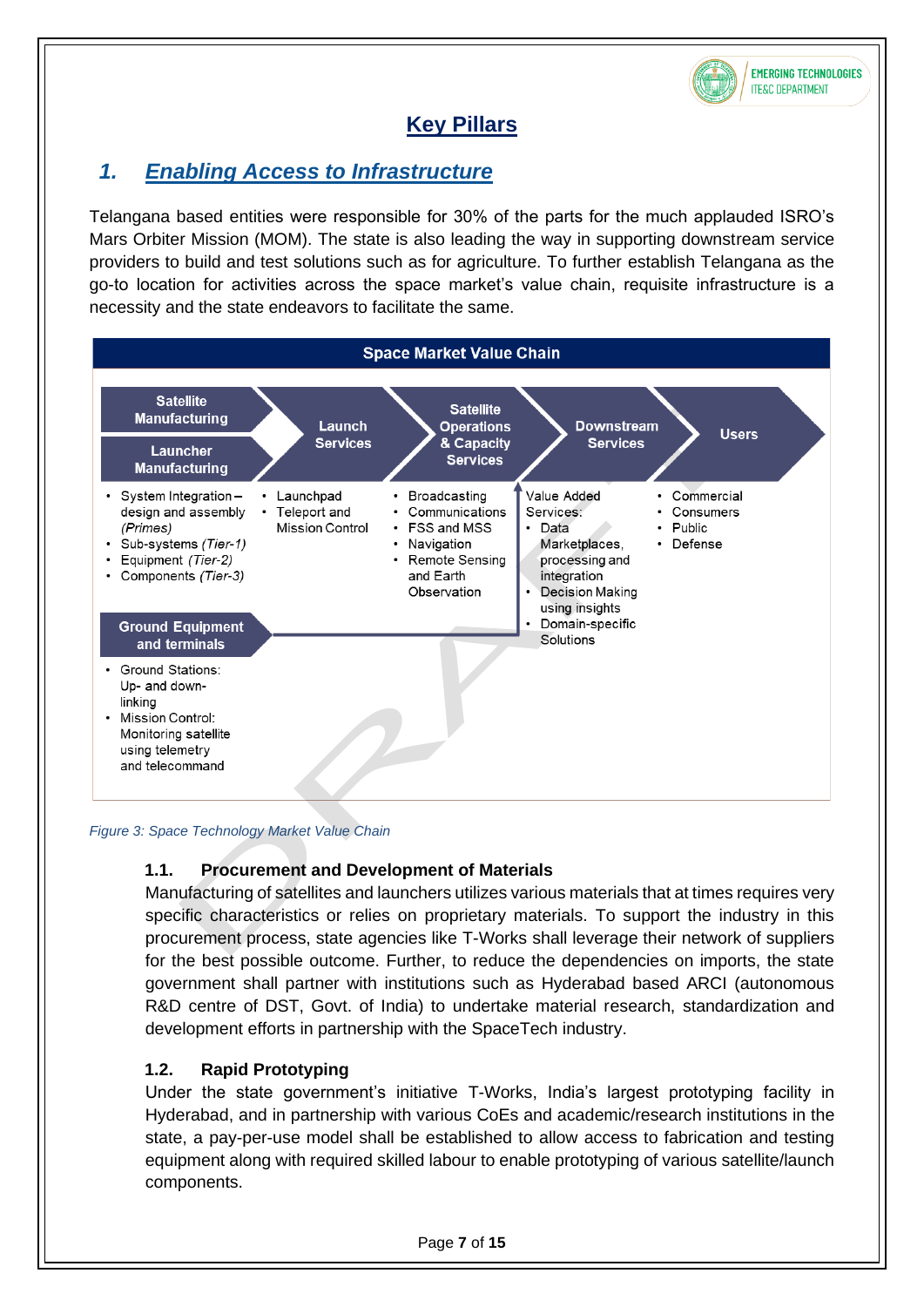# Key Pillars

## 1. Enabling Access to Infrastructure

Telangana based entities were responsible for 30% of the parts for the much applauded ISRO's Mars Orbiter Mission (MOM). The state is also leading the way in supporting downstream service providers to build and test solutions such as for agriculture. To further establish Telangana as the go-to location for activities across the space market's value chain, requisite infrastructure is a necessity and the state endeavors to facilitate the same.

**Space Market Value Chain**

| Satellite Manufacturing / Launcher Manufacturing | Launch Services | Satellite Operations & Capacity Services | Downstream Services | Users |
|---|---|---|---|---|
| • System Integration – design and assembly *(Primes)*<br>• Sub-systems *(Tier-1)*<br>• Equipment *(Tier-2)*<br>• Components *(Tier-3)* | • Launchpad<br>• Teleport and Mission Control | • Broadcasting<br>• Communications<br>• FSS and MSS<br>• Navigation<br>• Remote Sensing and Earth Observation | Value Added Services:<br>• Data Marketplaces, processing and integration<br>• Decision Making using insights<br>• Domain-specific Solutions | • Commercial<br>• Consumers<br>• Public<br>• Defense |

**Ground Equipment and terminals**

- Ground Stations: Up- and down-linking
- Mission Control: Monitoring satellite using telemetry and telecommand

*Figure 3: Space Technology Market Value Chain*

### 1.1. Procurement and Development of Materials

Manufacturing of satellites and launchers utilizes various materials that at times requires very specific characteristics or relies on proprietary materials. To support the industry in this procurement process, state agencies like T-Works shall leverage their network of suppliers for the best possible outcome. Further, to reduce the dependencies on imports, the state government shall partner with institutions such as Hyderabad based ARCI (autonomous R&D centre of DST, Govt. of India) to undertake material research, standardization and development efforts in partnership with the SpaceTech industry.

### 1.2. Rapid Prototyping

Under the state government's initiative T-Works, India's largest prototyping facility in Hyderabad, and in partnership with various CoEs and academic/research institutions in the state, a pay-per-use model shall be established to allow access to fabrication and testing equipment along with required skilled labour to enable prototyping of various satellite/launch components.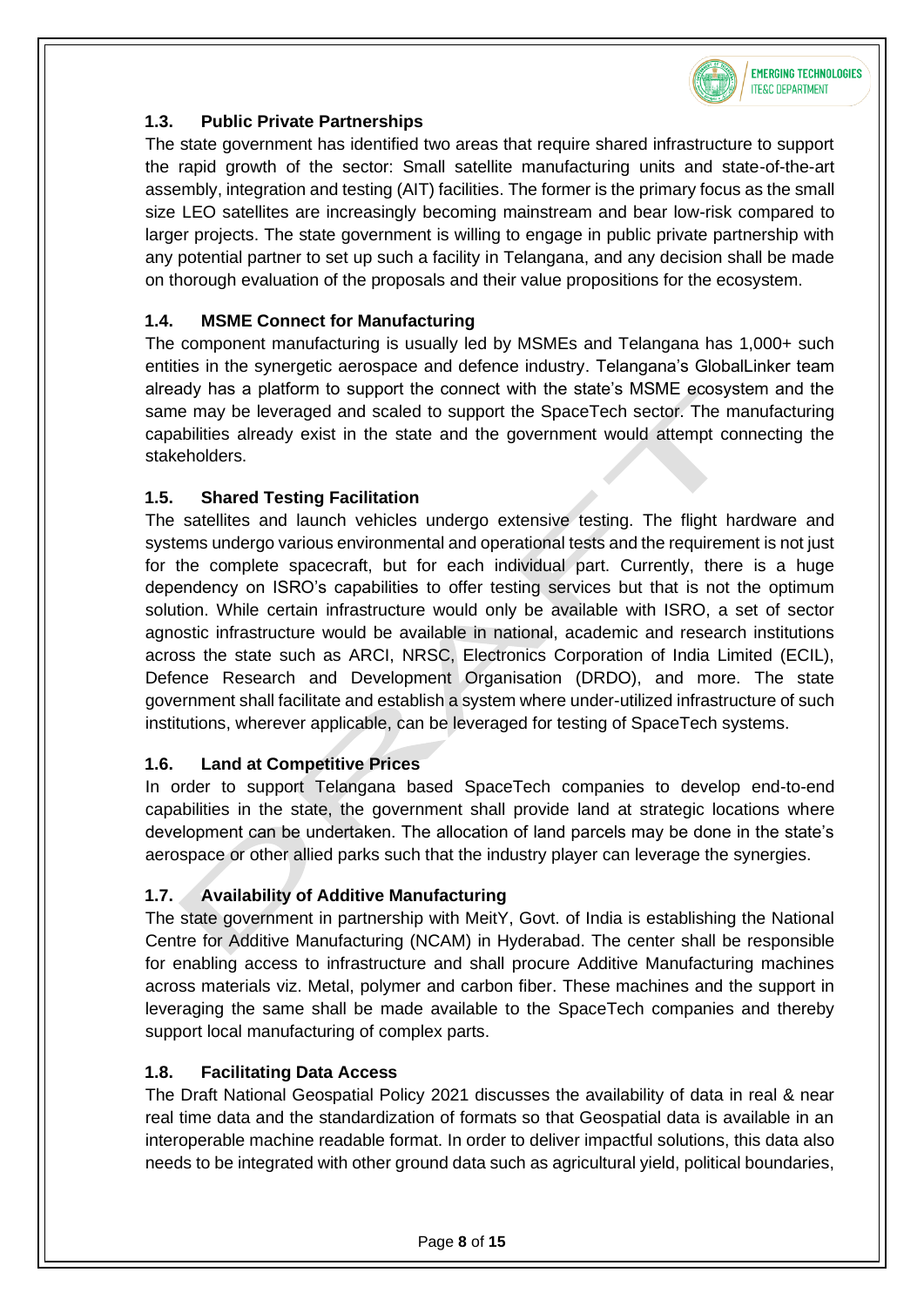### 1.3. Public Private Partnerships

The state government has identified two areas that require shared infrastructure to support the rapid growth of the sector: Small satellite manufacturing units and state-of-the-art assembly, integration and testing (AIT) facilities. The former is the primary focus as the small size LEO satellites are increasingly becoming mainstream and bear low-risk compared to larger projects. The state government is willing to engage in public private partnership with any potential partner to set up such a facility in Telangana, and any decision shall be made on thorough evaluation of the proposals and their value propositions for the ecosystem.

### 1.4. MSME Connect for Manufacturing

The component manufacturing is usually led by MSMEs and Telangana has 1,000+ such entities in the synergetic aerospace and defence industry. Telangana's GlobalLinker team already has a platform to support the connect with the state's MSME ecosystem and the same may be leveraged and scaled to support the SpaceTech sector. The manufacturing capabilities already exist in the state and the government would attempt connecting the stakeholders.

### 1.5. Shared Testing Facilitation

The satellites and launch vehicles undergo extensive testing. The flight hardware and systems undergo various environmental and operational tests and the requirement is not just for the complete spacecraft, but for each individual part. Currently, there is a huge dependency on ISRO's capabilities to offer testing services but that is not the optimum solution. While certain infrastructure would only be available with ISRO, a set of sector agnostic infrastructure would be available in national, academic and research institutions across the state such as ARCI, NRSC, Electronics Corporation of India Limited (ECIL), Defence Research and Development Organisation (DRDO), and more. The state government shall facilitate and establish a system where under-utilized infrastructure of such institutions, wherever applicable, can be leveraged for testing of SpaceTech systems.

### 1.6. Land at Competitive Prices

In order to support Telangana based SpaceTech companies to develop end-to-end capabilities in the state, the government shall provide land at strategic locations where development can be undertaken. The allocation of land parcels may be done in the state's aerospace or other allied parks such that the industry player can leverage the synergies.

### 1.7. Availability of Additive Manufacturing

The state government in partnership with MeitY, Govt. of India is establishing the National Centre for Additive Manufacturing (NCAM) in Hyderabad. The center shall be responsible for enabling access to infrastructure and shall procure Additive Manufacturing machines across materials viz. Metal, polymer and carbon fiber. These machines and the support in leveraging the same shall be made available to the SpaceTech companies and thereby support local manufacturing of complex parts.

### 1.8. Facilitating Data Access

The Draft National Geospatial Policy 2021 discusses the availability of data in real & near real time data and the standardization of formats so that Geospatial data is available in an interoperable machine readable format. In order to deliver impactful solutions, this data also needs to be integrated with other ground data such as agricultural yield, political boundaries,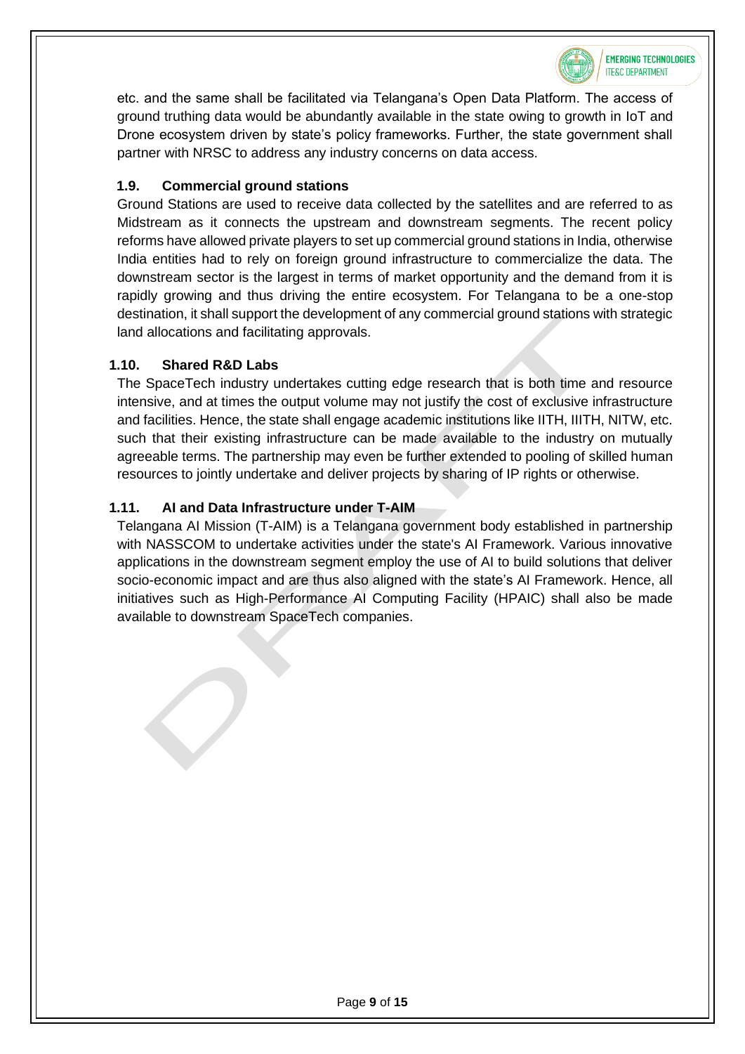etc. and the same shall be facilitated via Telangana's Open Data Platform. The access of ground truthing data would be abundantly available in the state owing to growth in IoT and Drone ecosystem driven by state's policy frameworks. Further, the state government shall partner with NRSC to address any industry concerns on data access.

### 1.9. Commercial ground stations

Ground Stations are used to receive data collected by the satellites and are referred to as Midstream as it connects the upstream and downstream segments. The recent policy reforms have allowed private players to set up commercial ground stations in India, otherwise India entities had to rely on foreign ground infrastructure to commercialize the data. The downstream sector is the largest in terms of market opportunity and the demand from it is rapidly growing and thus driving the entire ecosystem. For Telangana to be a one-stop destination, it shall support the development of any commercial ground stations with strategic land allocations and facilitating approvals.

### 1.10. Shared R&D Labs

The SpaceTech industry undertakes cutting edge research that is both time and resource intensive, and at times the output volume may not justify the cost of exclusive infrastructure and facilities. Hence, the state shall engage academic institutions like IITH, IIITH, NITW, etc. such that their existing infrastructure can be made available to the industry on mutually agreeable terms. The partnership may even be further extended to pooling of skilled human resources to jointly undertake and deliver projects by sharing of IP rights or otherwise.

### 1.11. AI and Data Infrastructure under T-AIM

Telangana AI Mission (T-AIM) is a Telangana government body established in partnership with NASSCOM to undertake activities under the state's AI Framework. Various innovative applications in the downstream segment employ the use of AI to build solutions that deliver socio-economic impact and are thus also aligned with the state's AI Framework. Hence, all initiatives such as High-Performance AI Computing Facility (HPAIC) shall also be made available to downstream SpaceTech companies.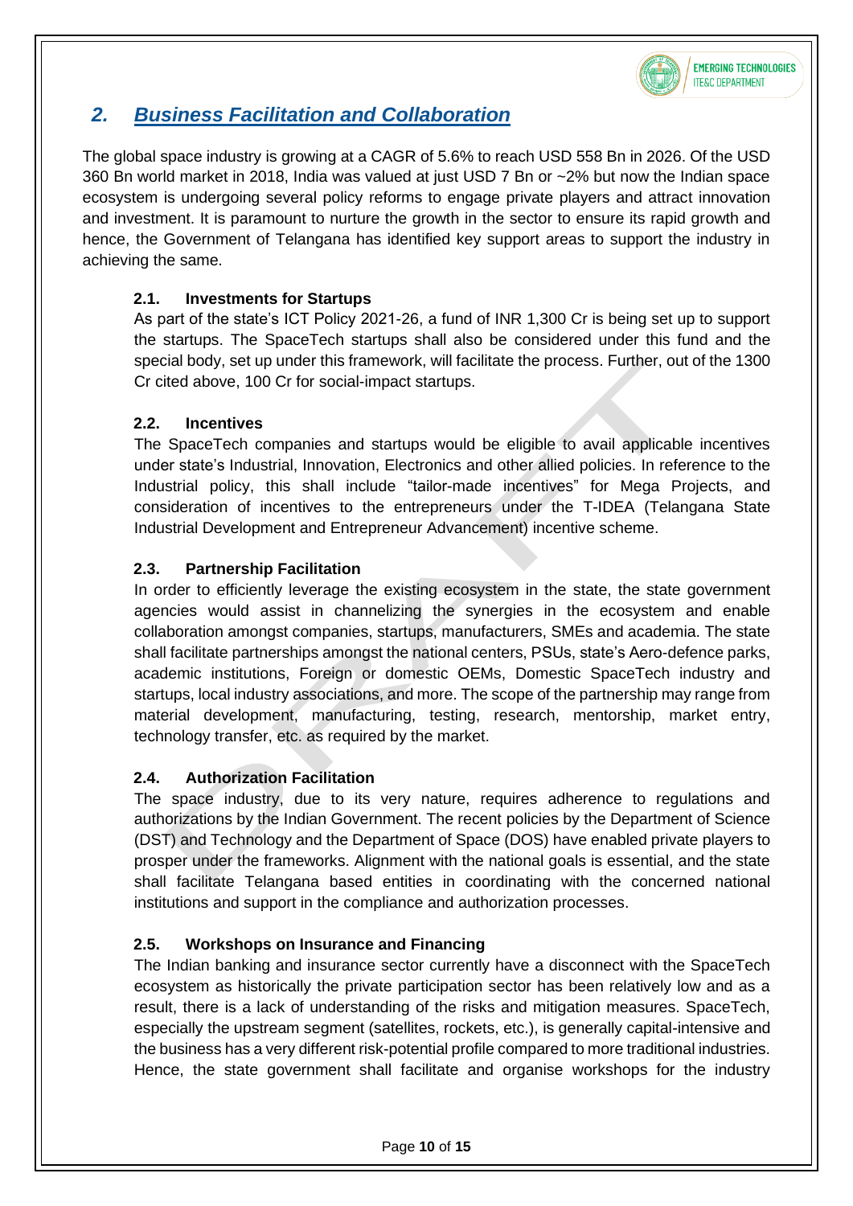## *2. Business Facilitation and Collaboration*

The global space industry is growing at a CAGR of 5.6% to reach USD 558 Bn in 2026. Of the USD 360 Bn world market in 2018, India was valued at just USD 7 Bn or ~2% but now the Indian space ecosystem is undergoing several policy reforms to engage private players and attract innovation and investment. It is paramount to nurture the growth in the sector to ensure its rapid growth and hence, the Government of Telangana has identified key support areas to support the industry in achieving the same.

### 2.1. Investments for Startups

As part of the state's ICT Policy 2021-26, a fund of INR 1,300 Cr is being set up to support the startups. The SpaceTech startups shall also be considered under this fund and the special body, set up under this framework, will facilitate the process. Further, out of the 1300 Cr cited above, 100 Cr for social-impact startups.

### 2.2. Incentives

The SpaceTech companies and startups would be eligible to avail applicable incentives under state's Industrial, Innovation, Electronics and other allied policies. In reference to the Industrial policy, this shall include "tailor-made incentives" for Mega Projects, and consideration of incentives to the entrepreneurs under the T-IDEA (Telangana State Industrial Development and Entrepreneur Advancement) incentive scheme.

### 2.3. Partnership Facilitation

In order to efficiently leverage the existing ecosystem in the state, the state government agencies would assist in channelizing the synergies in the ecosystem and enable collaboration amongst companies, startups, manufacturers, SMEs and academia. The state shall facilitate partnerships amongst the national centers, PSUs, state's Aero-defence parks, academic institutions, Foreign or domestic OEMs, Domestic SpaceTech industry and startups, local industry associations, and more. The scope of the partnership may range from material development, manufacturing, testing, research, mentorship, market entry, technology transfer, etc. as required by the market.

### 2.4. Authorization Facilitation

The space industry, due to its very nature, requires adherence to regulations and authorizations by the Indian Government. The recent policies by the Department of Science (DST) and Technology and the Department of Space (DOS) have enabled private players to prosper under the frameworks. Alignment with the national goals is essential, and the state shall facilitate Telangana based entities in coordinating with the concerned national institutions and support in the compliance and authorization processes.

### 2.5. Workshops on Insurance and Financing

The Indian banking and insurance sector currently have a disconnect with the SpaceTech ecosystem as historically the private participation sector has been relatively low and as a result, there is a lack of understanding of the risks and mitigation measures. SpaceTech, especially the upstream segment (satellites, rockets, etc.), is generally capital-intensive and the business has a very different risk-potential profile compared to more traditional industries. Hence, the state government shall facilitate and organise workshops for the industry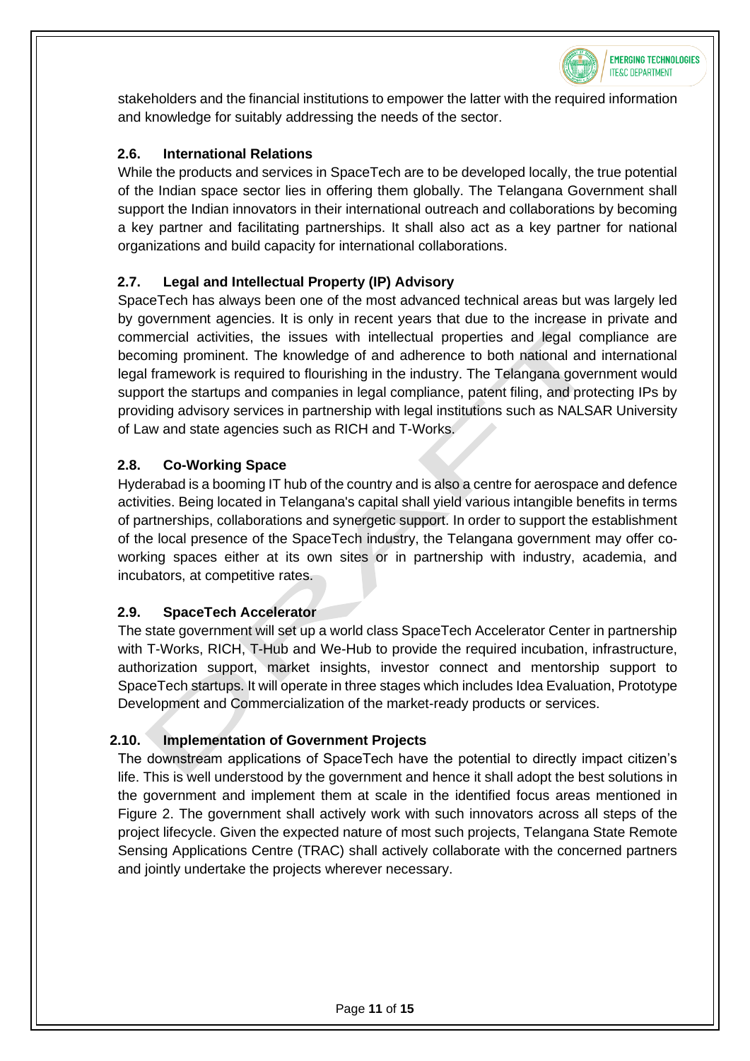stakeholders and the financial institutions to empower the latter with the required information and knowledge for suitably addressing the needs of the sector.

### 2.6. International Relations

While the products and services in SpaceTech are to be developed locally, the true potential of the Indian space sector lies in offering them globally. The Telangana Government shall support the Indian innovators in their international outreach and collaborations by becoming a key partner and facilitating partnerships. It shall also act as a key partner for national organizations and build capacity for international collaborations.

### 2.7. Legal and Intellectual Property (IP) Advisory

SpaceTech has always been one of the most advanced technical areas but was largely led by government agencies. It is only in recent years that due to the increase in private and commercial activities, the issues with intellectual properties and legal compliance are becoming prominent. The knowledge of and adherence to both national and international legal framework is required to flourishing in the industry. The Telangana government would support the startups and companies in legal compliance, patent filing, and protecting IPs by providing advisory services in partnership with legal institutions such as NALSAR University of Law and state agencies such as RICH and T-Works.

### 2.8. Co-Working Space

Hyderabad is a booming IT hub of the country and is also a centre for aerospace and defence activities. Being located in Telangana's capital shall yield various intangible benefits in terms of partnerships, collaborations and synergetic support. In order to support the establishment of the local presence of the SpaceTech industry, the Telangana government may offer co-working spaces either at its own sites or in partnership with industry, academia, and incubators, at competitive rates.

### 2.9. SpaceTech Accelerator

The state government will set up a world class SpaceTech Accelerator Center in partnership with T-Works, RICH, T-Hub and We-Hub to provide the required incubation, infrastructure, authorization support, market insights, investor connect and mentorship support to SpaceTech startups. It will operate in three stages which includes Idea Evaluation, Prototype Development and Commercialization of the market-ready products or services.

### 2.10. Implementation of Government Projects

The downstream applications of SpaceTech have the potential to directly impact citizen's life. This is well understood by the government and hence it shall adopt the best solutions in the government and implement them at scale in the identified focus areas mentioned in Figure 2. The government shall actively work with such innovators across all steps of the project lifecycle. Given the expected nature of most such projects, Telangana State Remote Sensing Applications Centre (TRAC) shall actively collaborate with the concerned partners and jointly undertake the projects wherever necessary.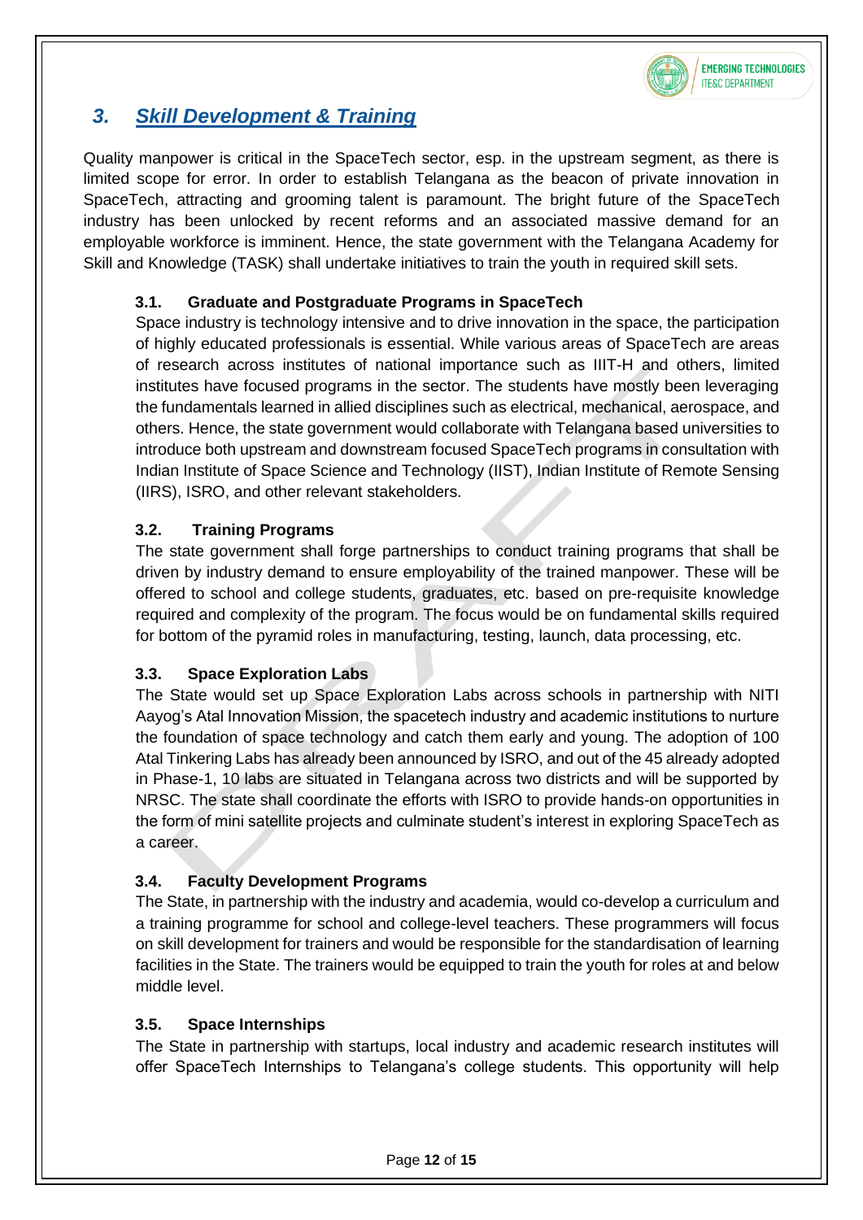## 3. Skill Development & Training

Quality manpower is critical in the SpaceTech sector, esp. in the upstream segment, as there is limited scope for error. In order to establish Telangana as the beacon of private innovation in SpaceTech, attracting and grooming talent is paramount. The bright future of the SpaceTech industry has been unlocked by recent reforms and an associated massive demand for an employable workforce is imminent. Hence, the state government with the Telangana Academy for Skill and Knowledge (TASK) shall undertake initiatives to train the youth in required skill sets.

### 3.1. Graduate and Postgraduate Programs in SpaceTech

Space industry is technology intensive and to drive innovation in the space, the participation of highly educated professionals is essential. While various areas of SpaceTech are areas of research across institutes of national importance such as IIIT-H and others, limited institutes have focused programs in the sector. The students have mostly been leveraging the fundamentals learned in allied disciplines such as electrical, mechanical, aerospace, and others. Hence, the state government would collaborate with Telangana based universities to introduce both upstream and downstream focused SpaceTech programs in consultation with Indian Institute of Space Science and Technology (IIST), Indian Institute of Remote Sensing (IIRS), ISRO, and other relevant stakeholders.

### 3.2. Training Programs

The state government shall forge partnerships to conduct training programs that shall be driven by industry demand to ensure employability of the trained manpower. These will be offered to school and college students, graduates, etc. based on pre-requisite knowledge required and complexity of the program. The focus would be on fundamental skills required for bottom of the pyramid roles in manufacturing, testing, launch, data processing, etc.

### 3.3. Space Exploration Labs

The State would set up Space Exploration Labs across schools in partnership with NITI Aayog's Atal Innovation Mission, the spacetech industry and academic institutions to nurture the foundation of space technology and catch them early and young. The adoption of 100 Atal Tinkering Labs has already been announced by ISRO, and out of the 45 already adopted in Phase-1, 10 labs are situated in Telangana across two districts and will be supported by NRSC. The state shall coordinate the efforts with ISRO to provide hands-on opportunities in the form of mini satellite projects and culminate student's interest in exploring SpaceTech as a career.

### 3.4. Faculty Development Programs

The State, in partnership with the industry and academia, would co-develop a curriculum and a training programme for school and college-level teachers. These programmers will focus on skill development for trainers and would be responsible for the standardisation of learning facilities in the State. The trainers would be equipped to train the youth for roles at and below middle level.

### 3.5. Space Internships

The State in partnership with startups, local industry and academic research institutes will offer SpaceTech Internships to Telangana's college students. This opportunity will help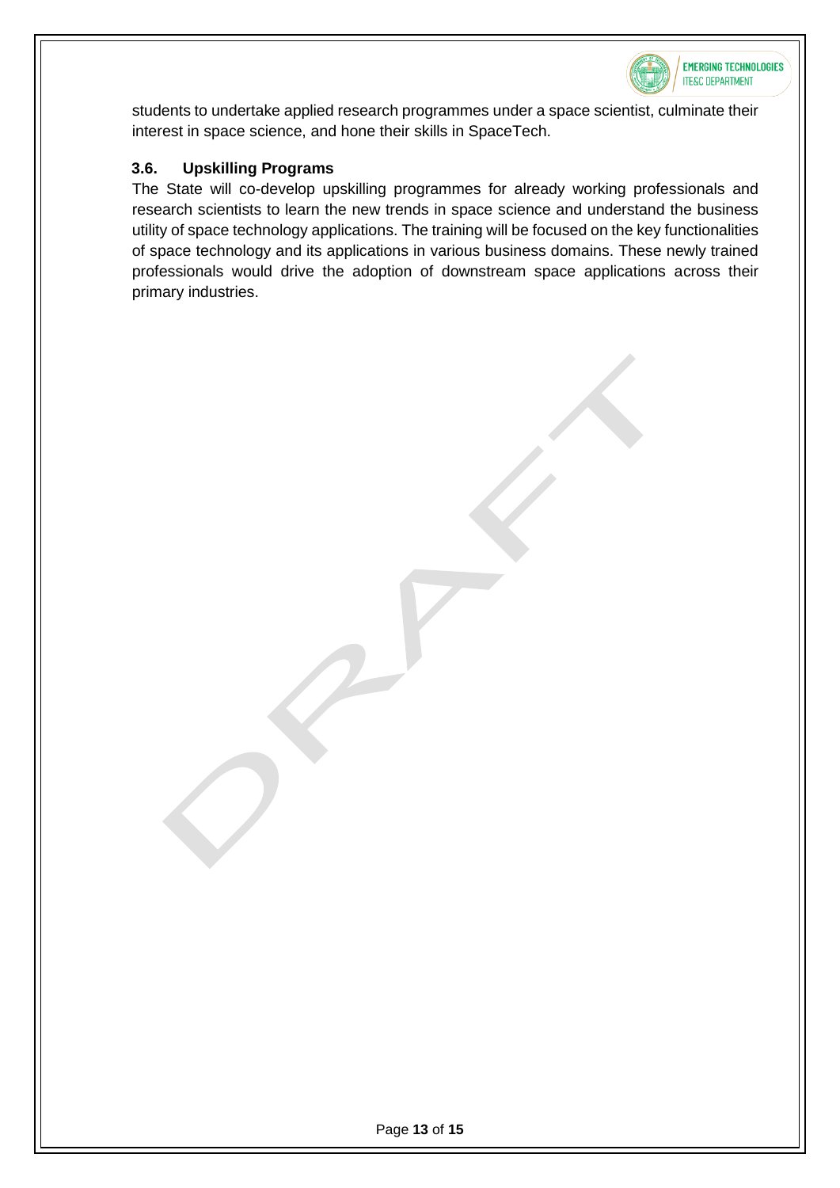students to undertake applied research programmes under a space scientist, culminate their interest in space science, and hone their skills in SpaceTech.

### 3.6. Upskilling Programs

The State will co-develop upskilling programmes for already working professionals and research scientists to learn the new trends in space science and understand the business utility of space technology applications. The training will be focused on the key functionalities of space technology and its applications in various business domains. These newly trained professionals would drive the adoption of downstream space applications across their primary industries.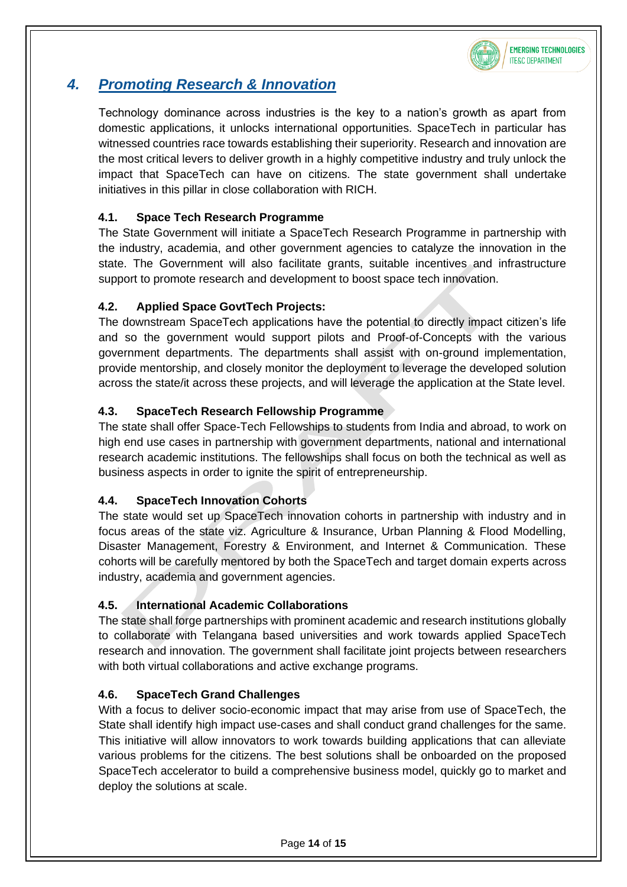## 4. Promoting Research & Innovation

Technology dominance across industries is the key to a nation's growth as apart from domestic applications, it unlocks international opportunities. SpaceTech in particular has witnessed countries race towards establishing their superiority. Research and innovation are the most critical levers to deliver growth in a highly competitive industry and truly unlock the impact that SpaceTech can have on citizens. The state government shall undertake initiatives in this pillar in close collaboration with RICH.

### 4.1. Space Tech Research Programme

The State Government will initiate a SpaceTech Research Programme in partnership with the industry, academia, and other government agencies to catalyze the innovation in the state. The Government will also facilitate grants, suitable incentives and infrastructure support to promote research and development to boost space tech innovation.

### 4.2. Applied Space GovtTech Projects:

The downstream SpaceTech applications have the potential to directly impact citizen's life and so the government would support pilots and Proof-of-Concepts with the various government departments. The departments shall assist with on-ground implementation, provide mentorship, and closely monitor the deployment to leverage the developed solution across the state/it across these projects, and will leverage the application at the State level.

### 4.3. SpaceTech Research Fellowship Programme

The state shall offer Space-Tech Fellowships to students from India and abroad, to work on high end use cases in partnership with government departments, national and international research academic institutions. The fellowships shall focus on both the technical as well as business aspects in order to ignite the spirit of entrepreneurship.

### 4.4. SpaceTech Innovation Cohorts

The state would set up SpaceTech innovation cohorts in partnership with industry and in focus areas of the state viz. Agriculture & Insurance, Urban Planning & Flood Modelling, Disaster Management, Forestry & Environment, and Internet & Communication. These cohorts will be carefully mentored by both the SpaceTech and target domain experts across industry, academia and government agencies.

### 4.5. International Academic Collaborations

The state shall forge partnerships with prominent academic and research institutions globally to collaborate with Telangana based universities and work towards applied SpaceTech research and innovation. The government shall facilitate joint projects between researchers with both virtual collaborations and active exchange programs.

### 4.6. SpaceTech Grand Challenges

With a focus to deliver socio-economic impact that may arise from use of SpaceTech, the State shall identify high impact use-cases and shall conduct grand challenges for the same. This initiative will allow innovators to work towards building applications that can alleviate various problems for the citizens. The best solutions shall be onboarded on the proposed SpaceTech accelerator to build a comprehensive business model, quickly go to market and deploy the solutions at scale.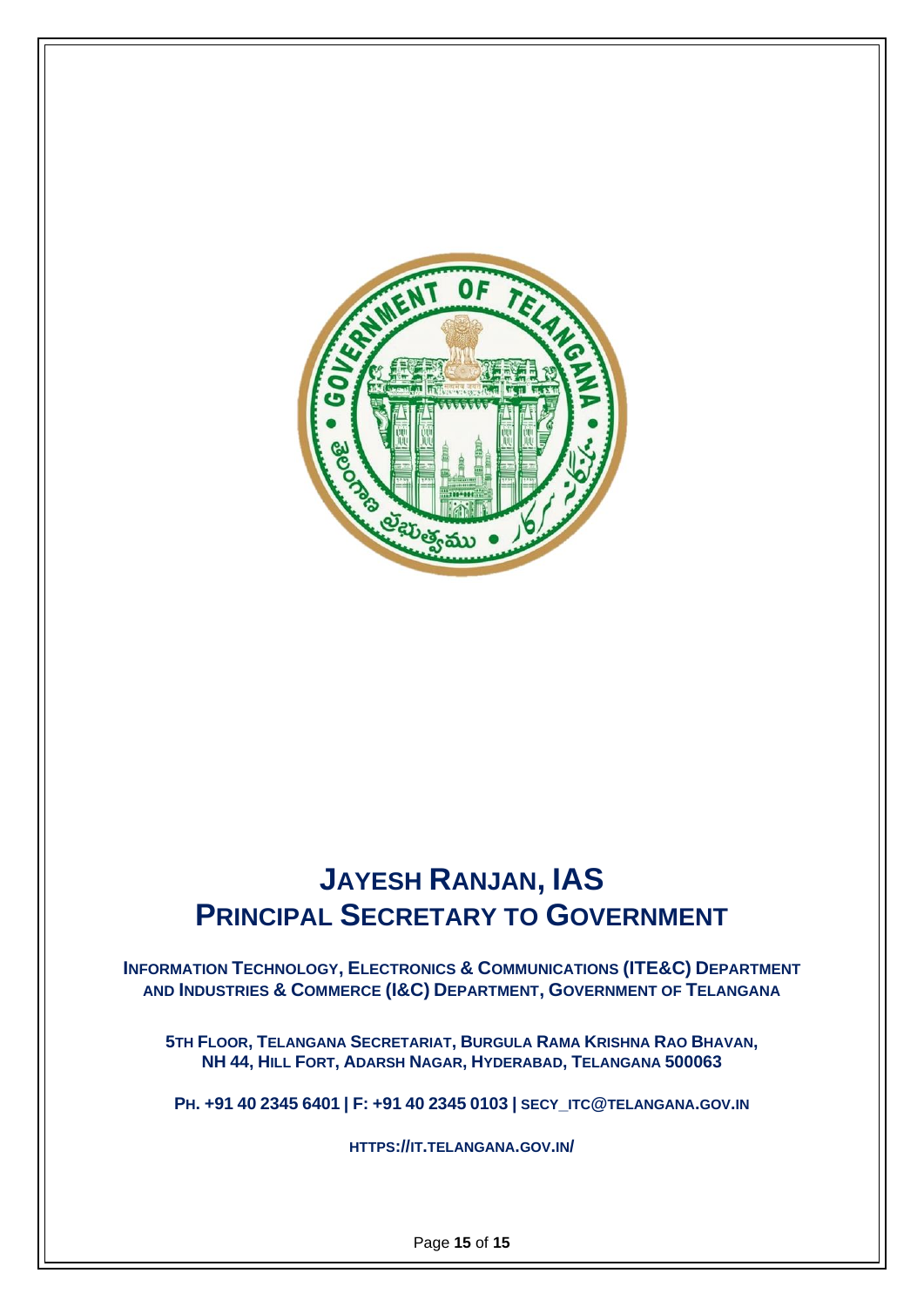# JAYESH RANJAN, IAS
# PRINCIPAL SECRETARY TO GOVERNMENT

**INFORMATION TECHNOLOGY, ELECTRONICS & COMMUNICATIONS (ITE&C) DEPARTMENT AND INDUSTRIES & COMMERCE (I&C) DEPARTMENT, GOVERNMENT OF TELANGANA**

**5TH FLOOR, TELANGANA SECRETARIAT, BURGULA RAMA KRISHNA RAO BHAVAN, NH 44, HILL FORT, ADARSH NAGAR, HYDERABAD, TELANGANA 500063**

**PH. +91 40 2345 6401 | F: +91 40 2345 0103 | SECY_ITC@TELANGANA.GOV.IN**

**HTTPS://IT.TELANGANA.GOV.IN/**